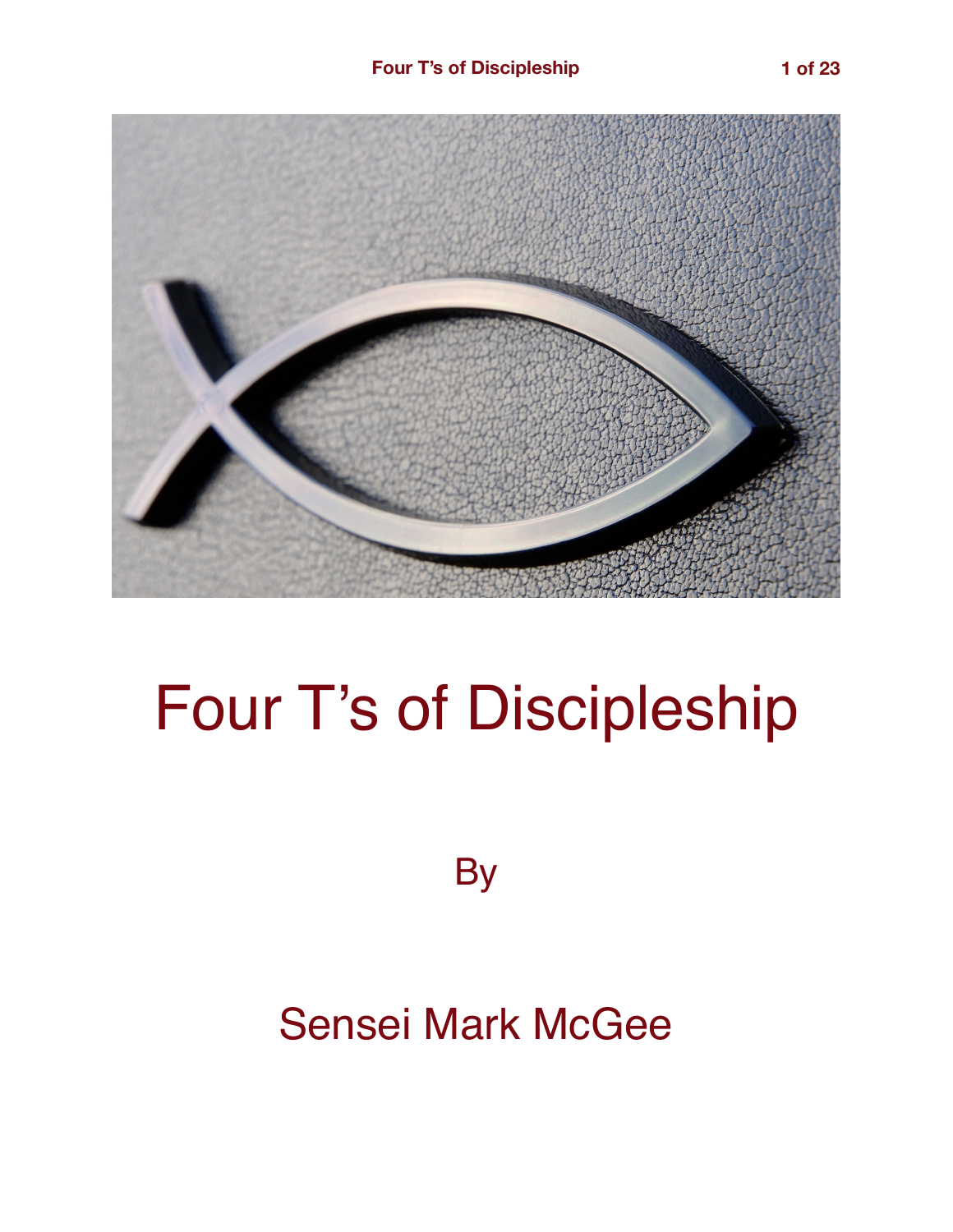# Four T's of Discipleship

By

Sensei Mark McGee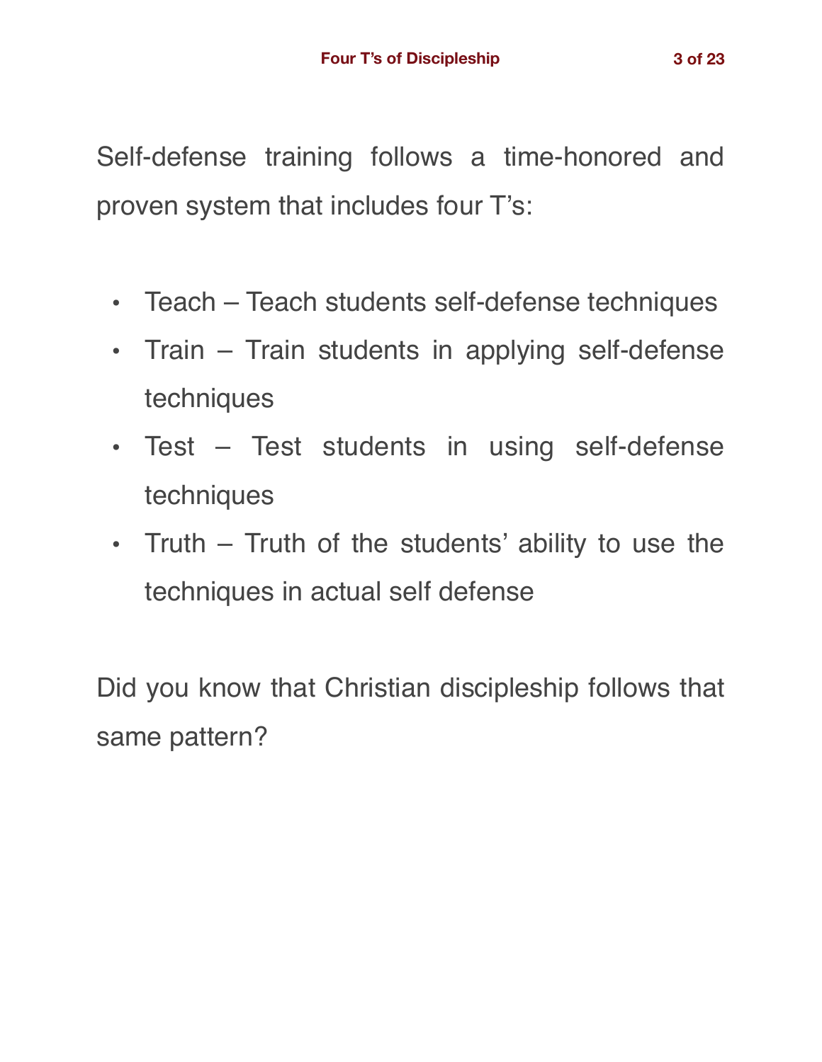Self-defense training follows a time-honored and proven system that includes four T's:

- Teach – Teach students self-defense techniques
- Train – Train students in applying self-defense techniques
- Test – Test students in using self-defense techniques
- Truth – Truth of the students' ability to use the techniques in actual self defense

Did you know that Christian discipleship follows that same pattern?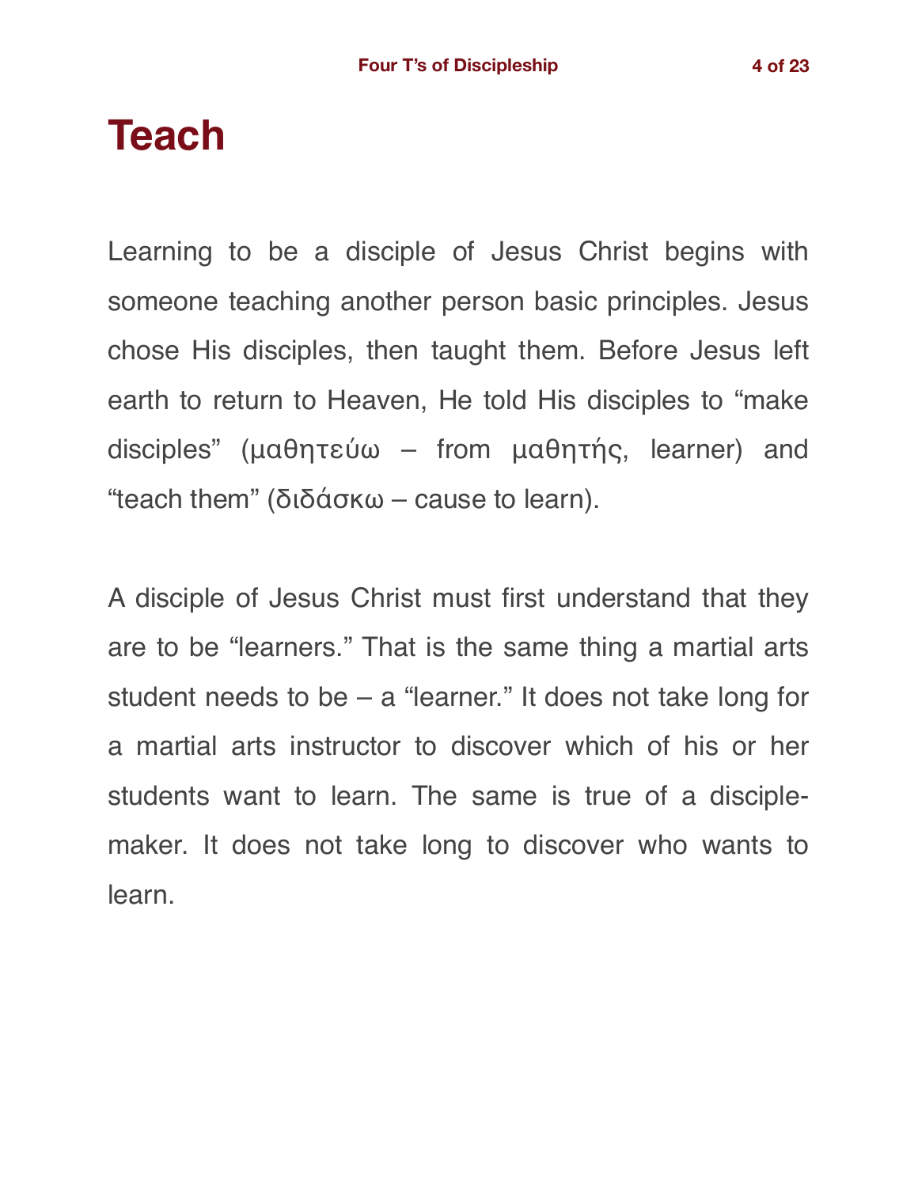# Teach

Learning to be a disciple of Jesus Christ begins with someone teaching another person basic principles. Jesus chose His disciples, then taught them. Before Jesus left earth to return to Heaven, He told His disciples to "make disciples" (μαθητεύω – from μαθητής, learner) and "teach them" (διδάσκω – cause to learn).

A disciple of Jesus Christ must first understand that they are to be "learners." That is the same thing a martial arts student needs to be – a "learner." It does not take long for a martial arts instructor to discover which of his or her students want to learn. The same is true of a disciple-maker. It does not take long to discover who wants to learn.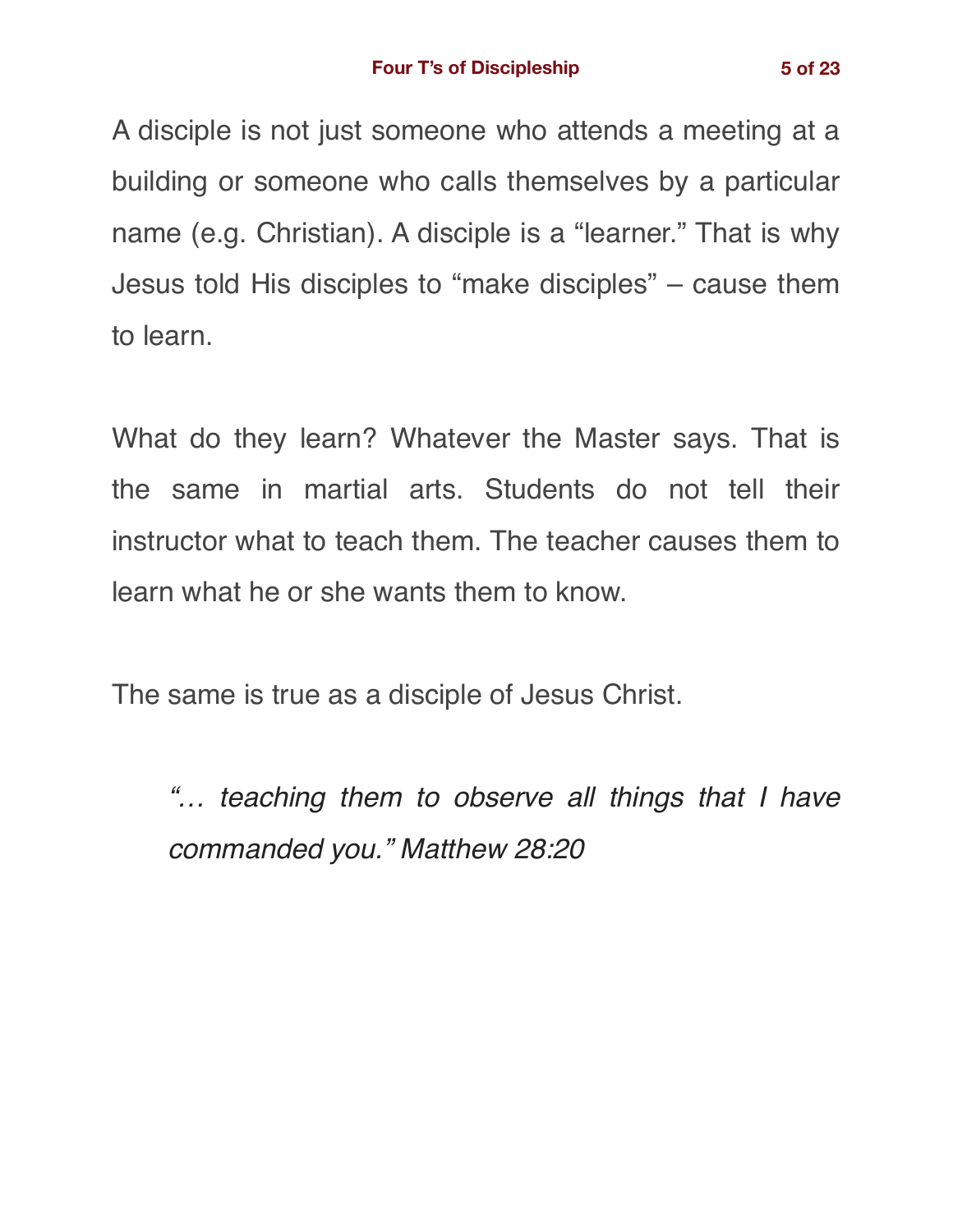A disciple is not just someone who attends a meeting at a building or someone who calls themselves by a particular name (e.g. Christian). A disciple is a “learner.” That is why Jesus told His disciples to “make disciples” – cause them to learn.

What do they learn? Whatever the Master says. That is the same in martial arts. Students do not tell their instructor what to teach them. The teacher causes them to learn what he or she wants them to know.

The same is true as a disciple of Jesus Christ.

> *“… teaching them to observe all things that I have commanded you.” Matthew 28:20*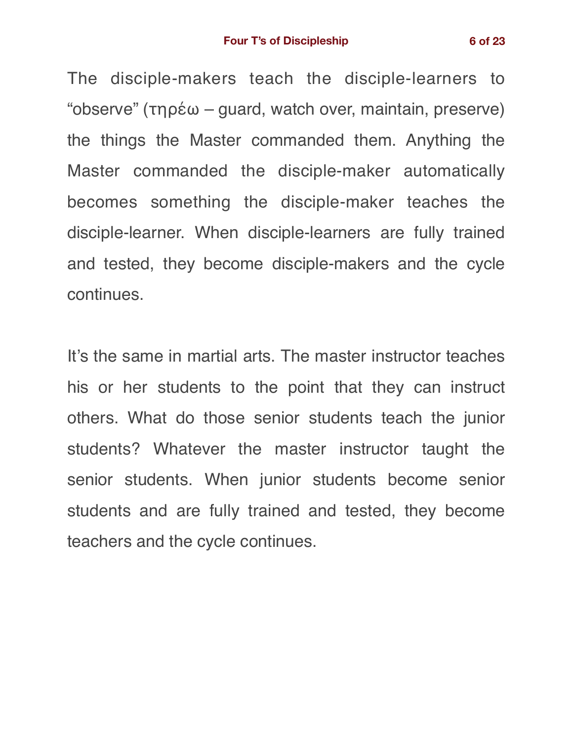The disciple-makers teach the disciple-learners to "observe" (τηρέω – guard, watch over, maintain, preserve) the things the Master commanded them. Anything the Master commanded the disciple-maker automatically becomes something the disciple-maker teaches the disciple-learner. When disciple-learners are fully trained and tested, they become disciple-makers and the cycle continues.

It's the same in martial arts. The master instructor teaches his or her students to the point that they can instruct others. What do those senior students teach the junior students? Whatever the master instructor taught the senior students. When junior students become senior students and are fully trained and tested, they become teachers and the cycle continues.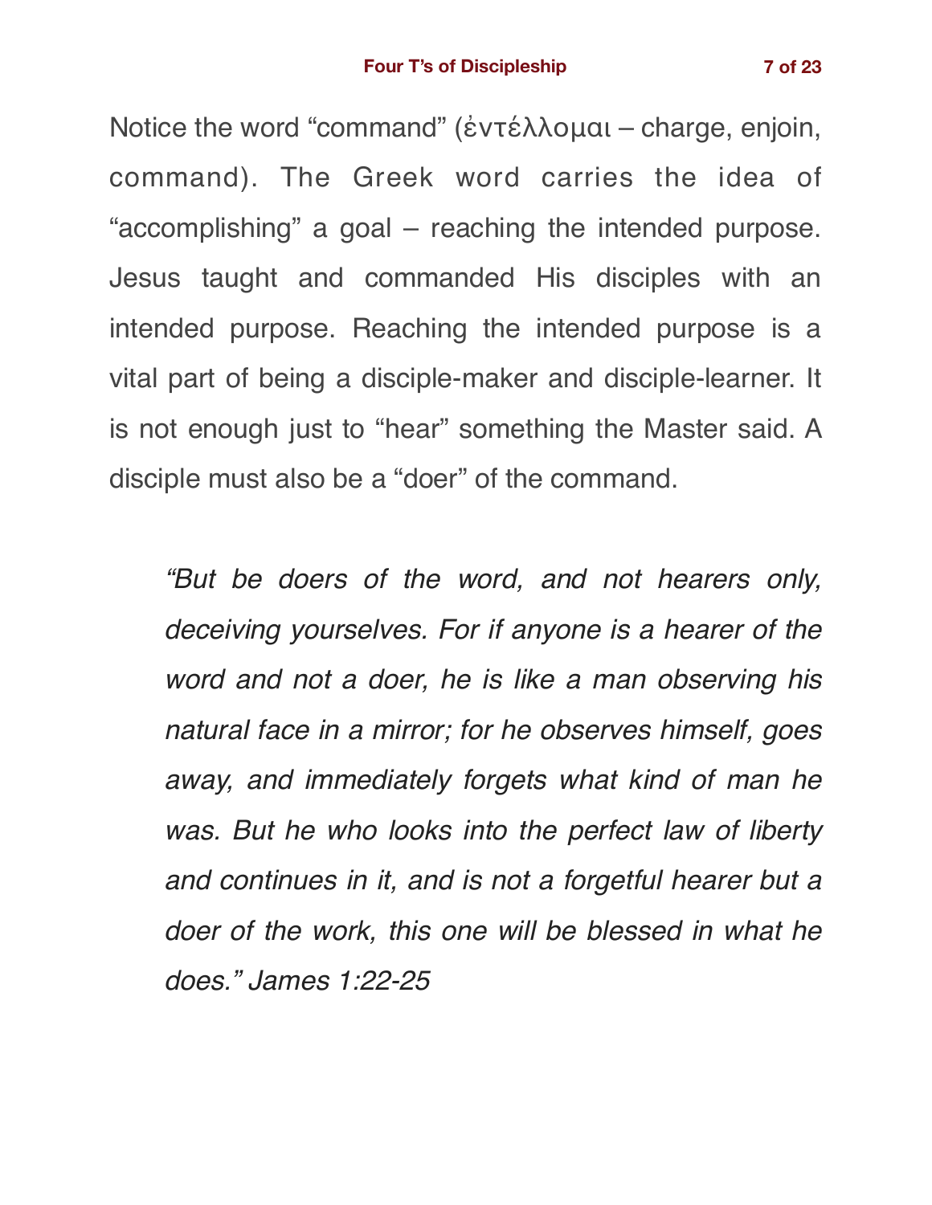Notice the word "command" (ἐντέλλομαι – charge, enjoin, command). The Greek word carries the idea of "accomplishing" a goal – reaching the intended purpose. Jesus taught and commanded His disciples with an intended purpose. Reaching the intended purpose is a vital part of being a disciple-maker and disciple-learner. It is not enough just to "hear" something the Master said. A disciple must also be a "doer" of the command.

> *"But be doers of the word, and not hearers only, deceiving yourselves. For if anyone is a hearer of the word and not a doer, he is like a man observing his natural face in a mirror; for he observes himself, goes away, and immediately forgets what kind of man he was. But he who looks into the perfect law of liberty and continues in it, and is not a forgetful hearer but a doer of the work, this one will be blessed in what he does." James 1:22-25*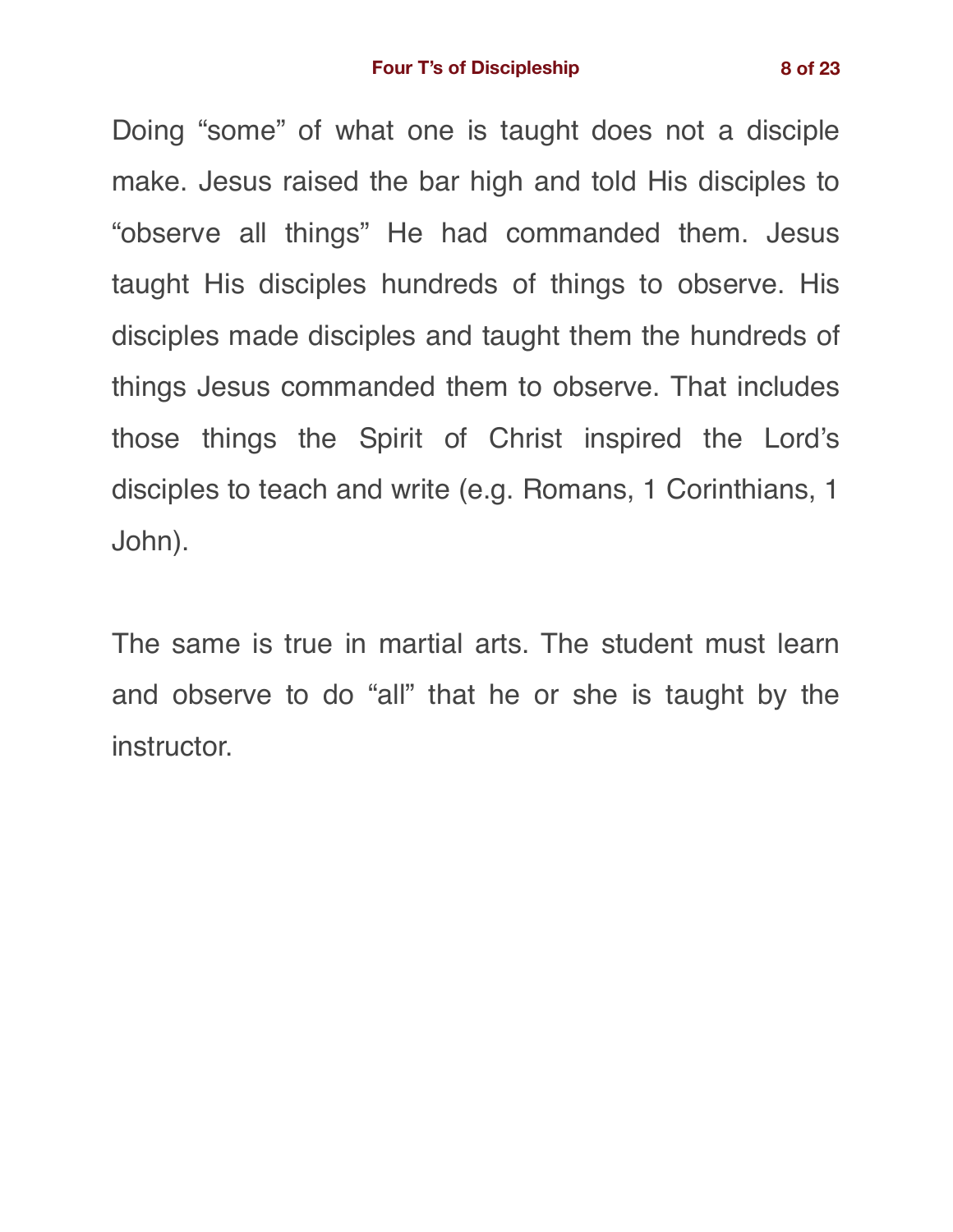Doing “some” of what one is taught does not a disciple make. Jesus raised the bar high and told His disciples to “observe all things” He had commanded them. Jesus taught His disciples hundreds of things to observe. His disciples made disciples and taught them the hundreds of things Jesus commanded them to observe. That includes those things the Spirit of Christ inspired the Lord’s disciples to teach and write (e.g. Romans, 1 Corinthians, 1 John).

The same is true in martial arts. The student must learn and observe to do “all” that he or she is taught by the instructor.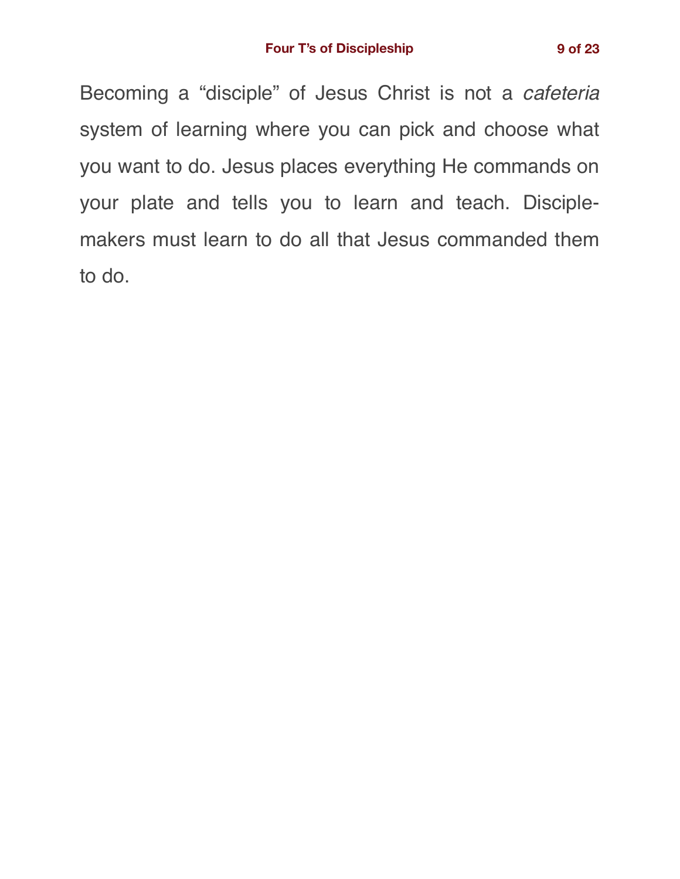Becoming a “disciple” of Jesus Christ is not a *cafeteria* system of learning where you can pick and choose what you want to do. Jesus places everything He commands on your plate and tells you to learn and teach. Disciple-makers must learn to do all that Jesus commanded them to do.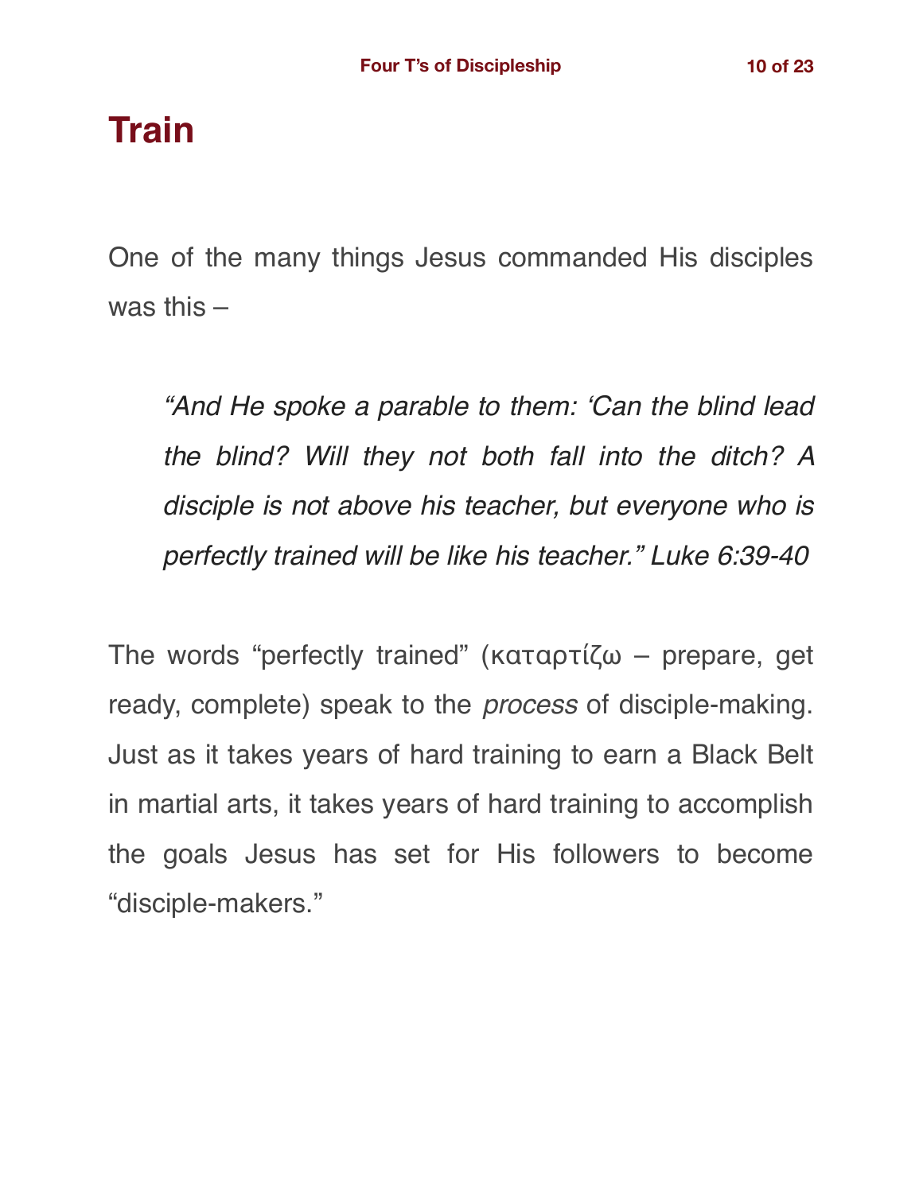# Train

One of the many things Jesus commanded His disciples was this –

> *"And He spoke a parable to them: 'Can the blind lead the blind? Will they not both fall into the ditch? A disciple is not above his teacher, but everyone who is perfectly trained will be like his teacher." Luke 6:39-40*

The words "perfectly trained" (καταρτίζω – prepare, get ready, complete) speak to the *process* of disciple-making. Just as it takes years of hard training to earn a Black Belt in martial arts, it takes years of hard training to accomplish the goals Jesus has set for His followers to become "disciple-makers."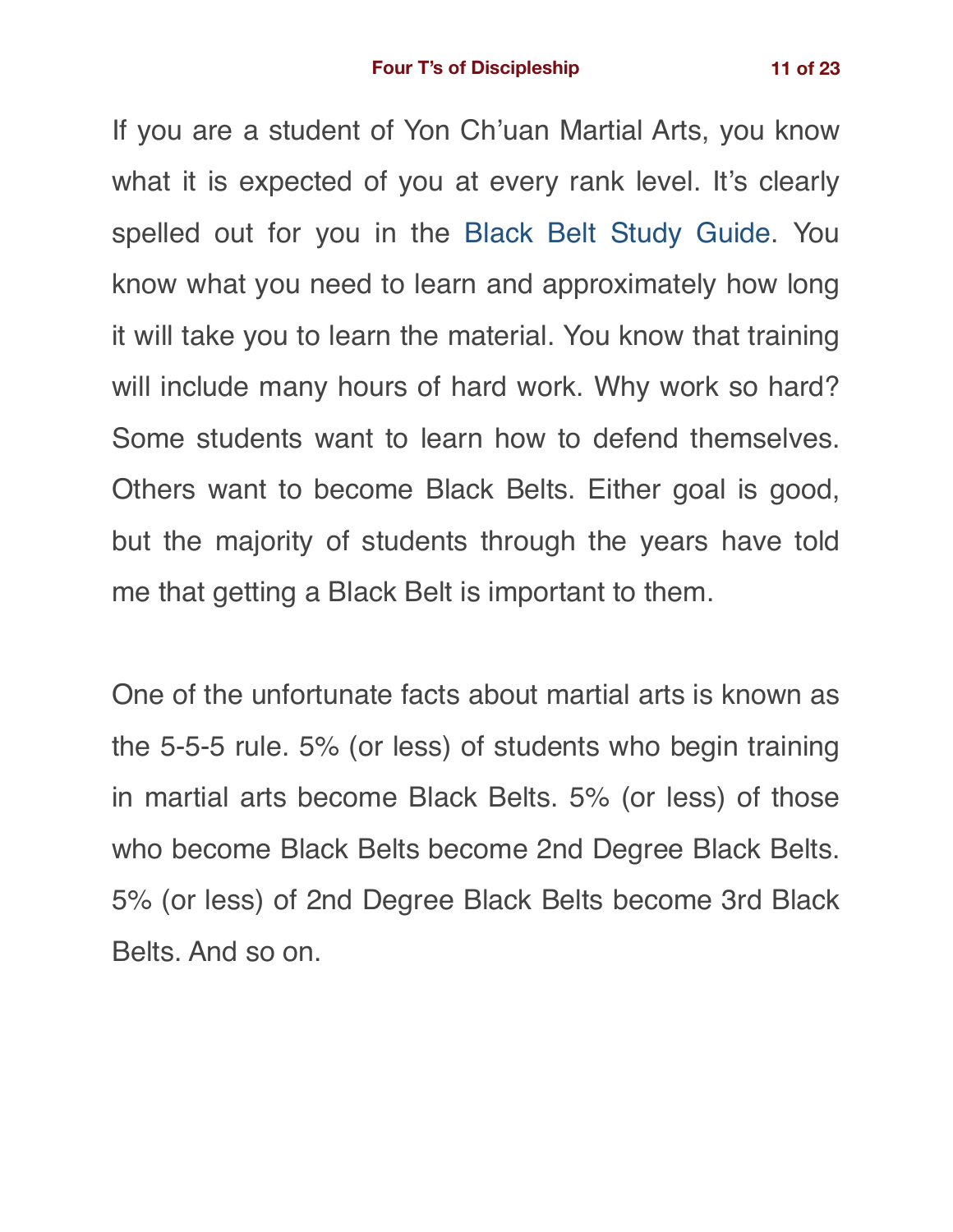If you are a student of Yon Ch'uan Martial Arts, you know what it is expected of you at every rank level. It's clearly spelled out for you in the Black Belt Study Guide. You know what you need to learn and approximately how long it will take you to learn the material. You know that training will include many hours of hard work. Why work so hard? Some students want to learn how to defend themselves. Others want to become Black Belts. Either goal is good, but the majority of students through the years have told me that getting a Black Belt is important to them.

One of the unfortunate facts about martial arts is known as the 5-5-5 rule. 5% (or less) of students who begin training in martial arts become Black Belts. 5% (or less) of those who become Black Belts become 2nd Degree Black Belts. 5% (or less) of 2nd Degree Black Belts become 3rd Black Belts. And so on.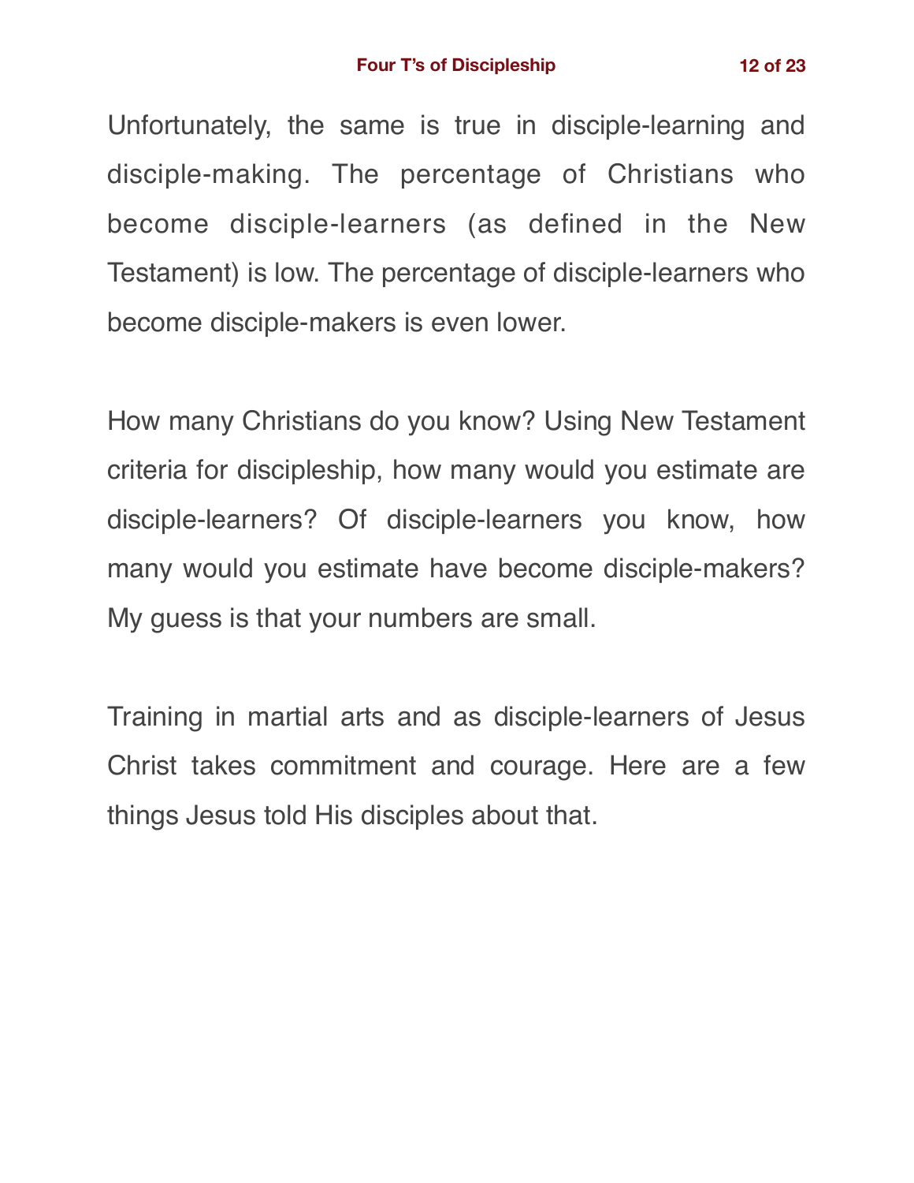Unfortunately, the same is true in disciple-learning and disciple-making. The percentage of Christians who become disciple-learners (as defined in the New Testament) is low. The percentage of disciple-learners who become disciple-makers is even lower.

How many Christians do you know? Using New Testament criteria for discipleship, how many would you estimate are disciple-learners? Of disciple-learners you know, how many would you estimate have become disciple-makers? My guess is that your numbers are small.

Training in martial arts and as disciple-learners of Jesus Christ takes commitment and courage. Here are a few things Jesus told His disciples about that.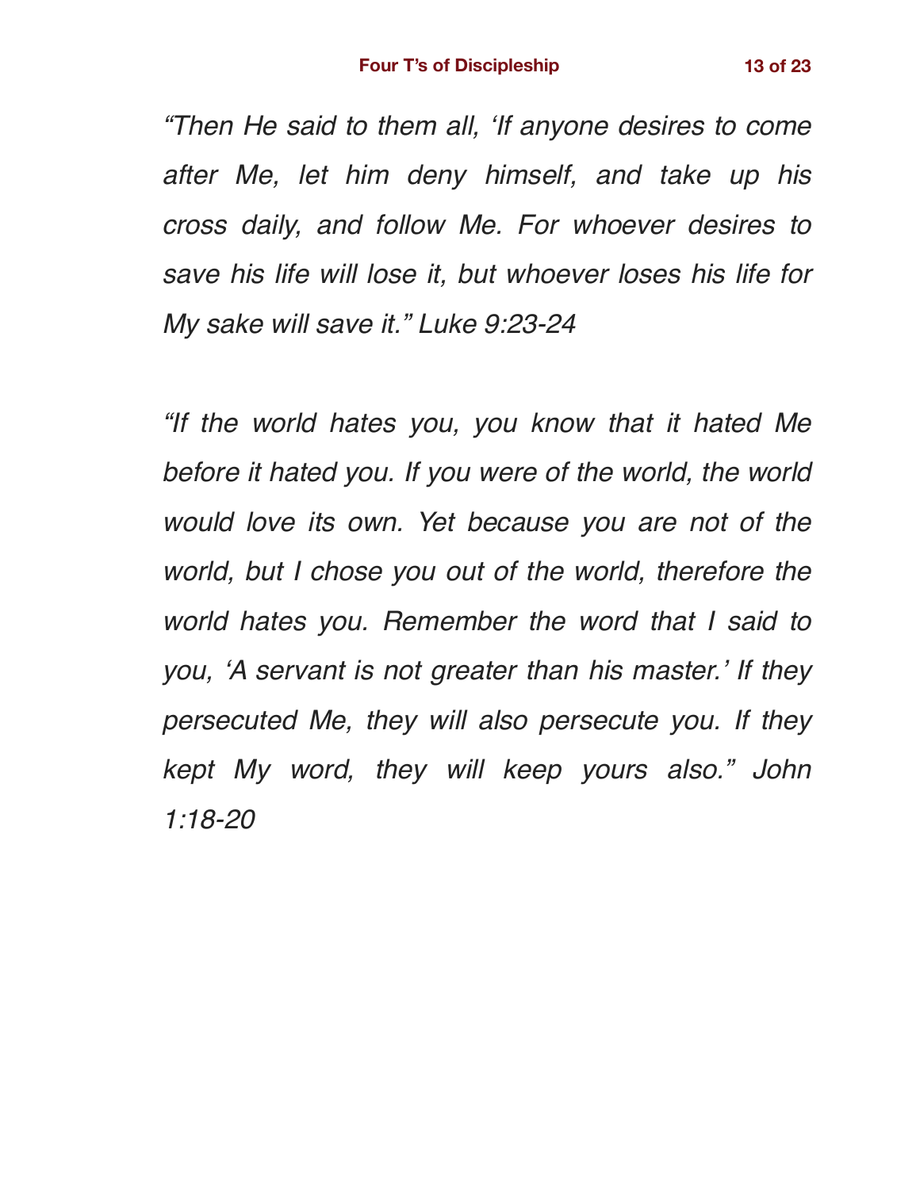*“Then He said to them all, ‘If anyone desires to come after Me, let him deny himself, and take up his cross daily, and follow Me. For whoever desires to save his life will lose it, but whoever loses his life for My sake will save it.” Luke 9:23-24*

*“If the world hates you, you know that it hated Me before it hated you. If you were of the world, the world would love its own. Yet because you are not of the world, but I chose you out of the world, therefore the world hates you. Remember the word that I said to you, ‘A servant is not greater than his master.’ If they persecuted Me, they will also persecute you. If they kept My word, they will keep yours also.” John 1:18-20*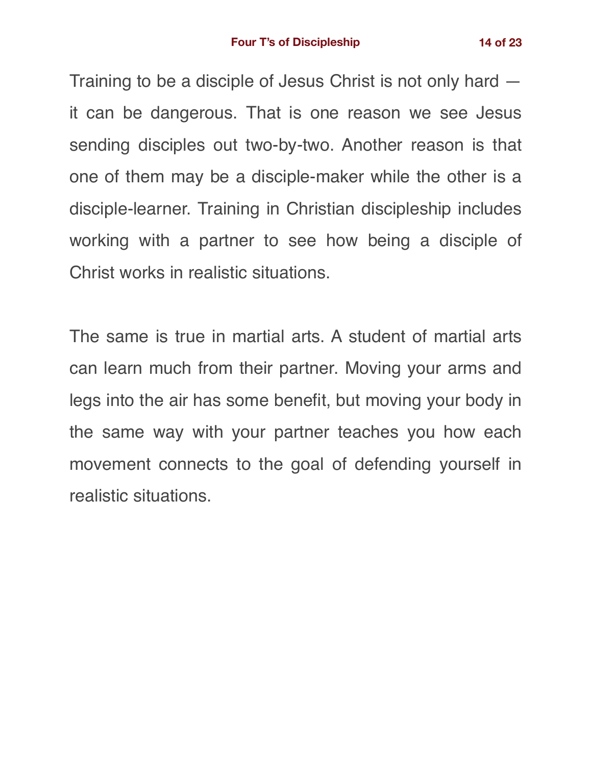Training to be a disciple of Jesus Christ is not only hard — it can be dangerous. That is one reason we see Jesus sending disciples out two-by-two. Another reason is that one of them may be a disciple-maker while the other is a disciple-learner. Training in Christian discipleship includes working with a partner to see how being a disciple of Christ works in realistic situations.

The same is true in martial arts. A student of martial arts can learn much from their partner. Moving your arms and legs into the air has some benefit, but moving your body in the same way with your partner teaches you how each movement connects to the goal of defending yourself in realistic situations.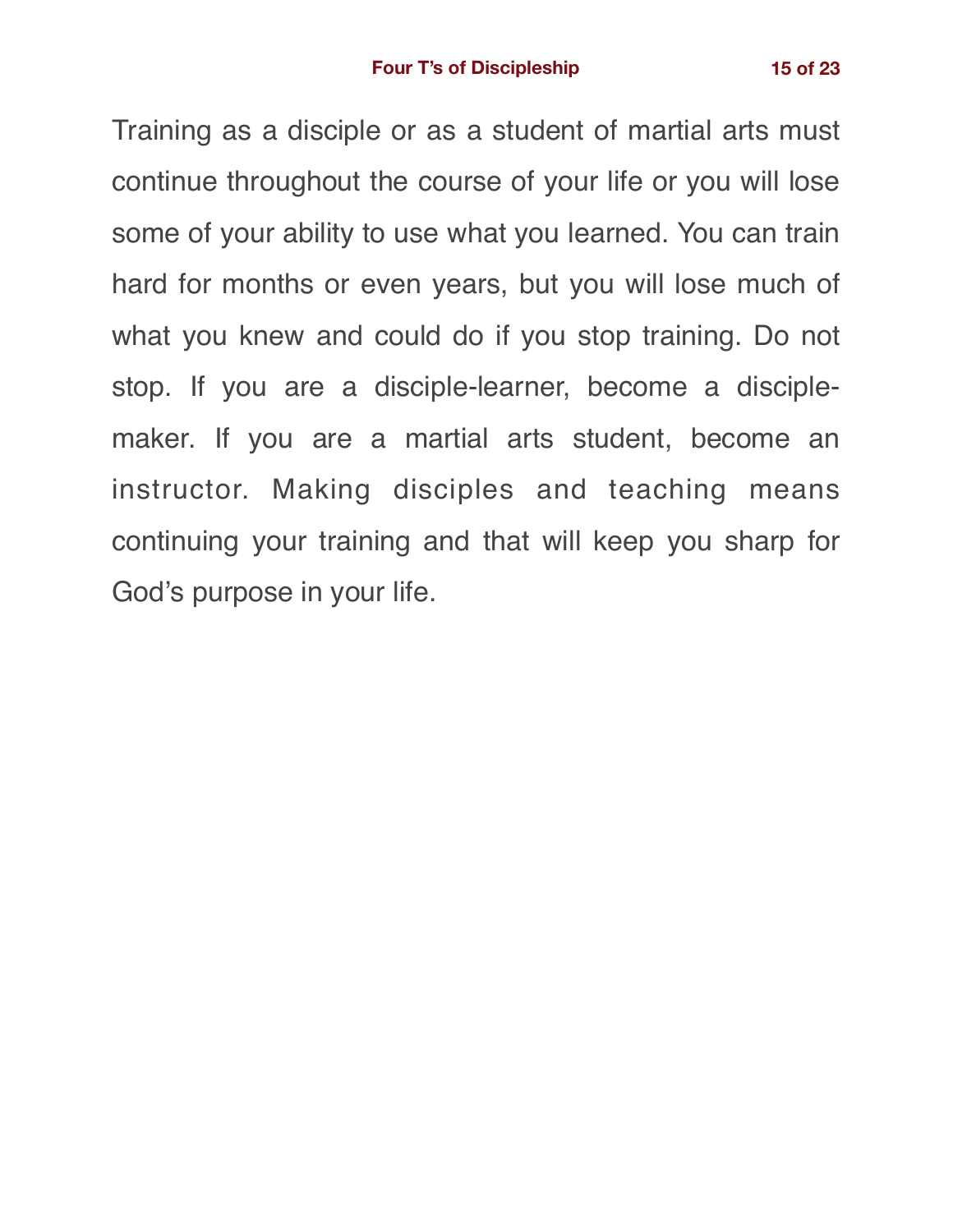Training as a disciple or as a student of martial arts must continue throughout the course of your life or you will lose some of your ability to use what you learned. You can train hard for months or even years, but you will lose much of what you knew and could do if you stop training. Do not stop. If you are a disciple-learner, become a disciple-maker. If you are a martial arts student, become an instructor. Making disciples and teaching means continuing your training and that will keep you sharp for God's purpose in your life.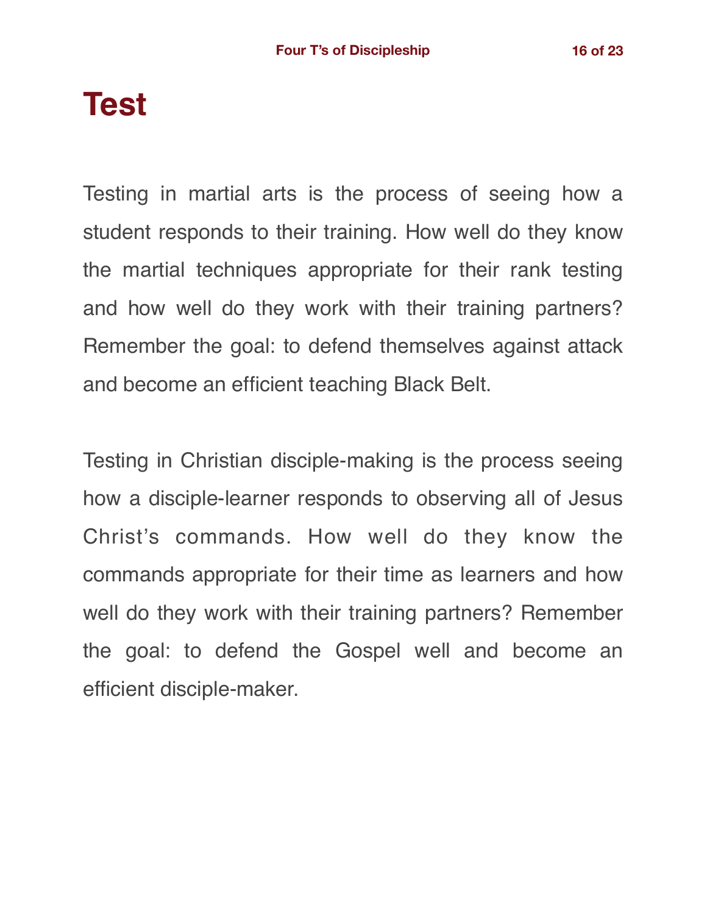# Test

Testing in martial arts is the process of seeing how a student responds to their training. How well do they know the martial techniques appropriate for their rank testing and how well do they work with their training partners? Remember the goal: to defend themselves against attack and become an efficient teaching Black Belt.

Testing in Christian disciple-making is the process seeing how a disciple-learner responds to observing all of Jesus Christ's commands. How well do they know the commands appropriate for their time as learners and how well do they work with their training partners? Remember the goal: to defend the Gospel well and become an efficient disciple-maker.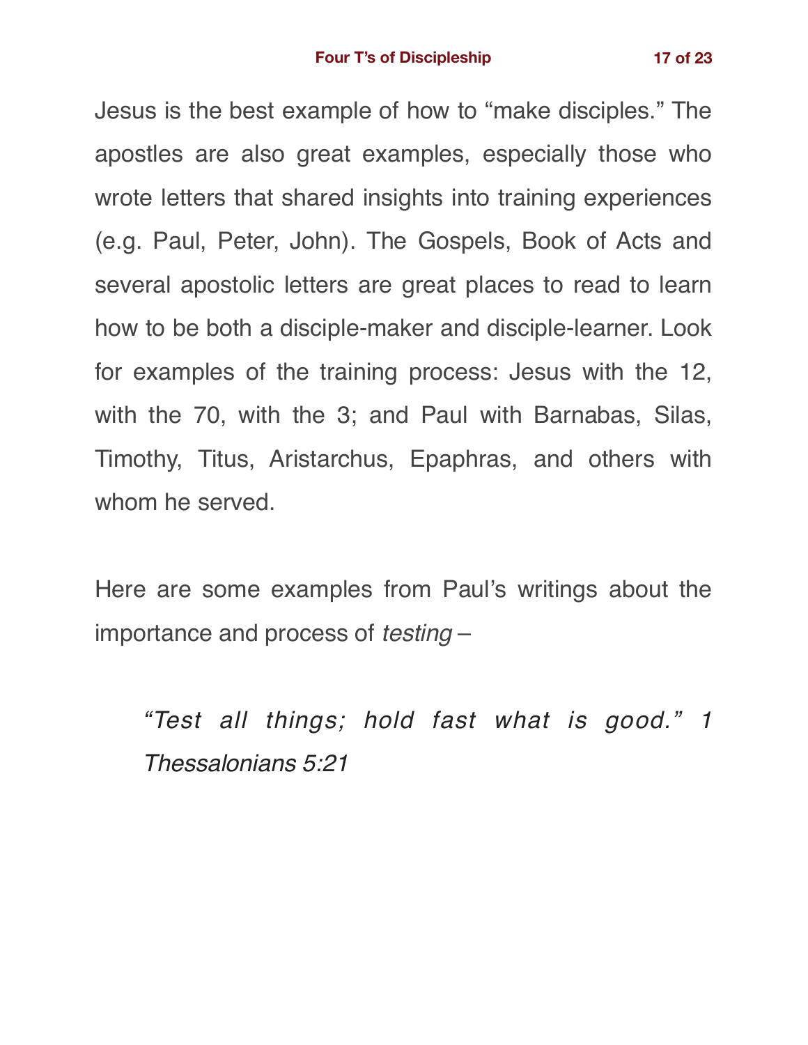Jesus is the best example of how to "make disciples." The apostles are also great examples, especially those who wrote letters that shared insights into training experiences (e.g. Paul, Peter, John). The Gospels, Book of Acts and several apostolic letters are great places to read to learn how to be both a disciple-maker and disciple-learner. Look for examples of the training process: Jesus with the 12, with the 70, with the 3; and Paul with Barnabas, Silas, Timothy, Titus, Aristarchus, Epaphras, and others with whom he served.

Here are some examples from Paul's writings about the importance and process of *testing* –

> *"Test all things; hold fast what is good." 1 Thessalonians 5:21*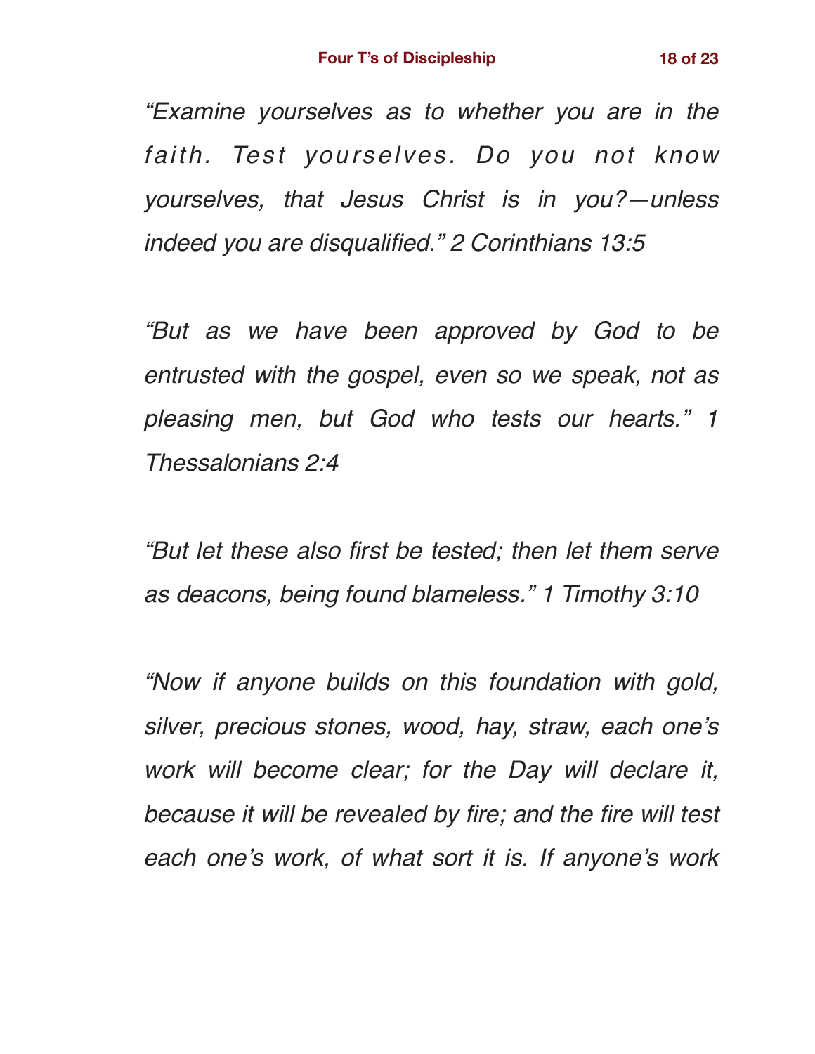*"Examine yourselves as to whether you are in the faith. Test yourselves. Do you not know yourselves, that Jesus Christ is in you?—unless indeed you are disqualified." 2 Corinthians 13:5*

*"But as we have been approved by God to be entrusted with the gospel, even so we speak, not as pleasing men, but God who tests our hearts." 1 Thessalonians 2:4*

*"But let these also first be tested; then let them serve as deacons, being found blameless." 1 Timothy 3:10*

*"Now if anyone builds on this foundation with gold, silver, precious stones, wood, hay, straw, each one's work will become clear; for the Day will declare it, because it will be revealed by fire; and the fire will test each one's work, of what sort it is. If anyone's work*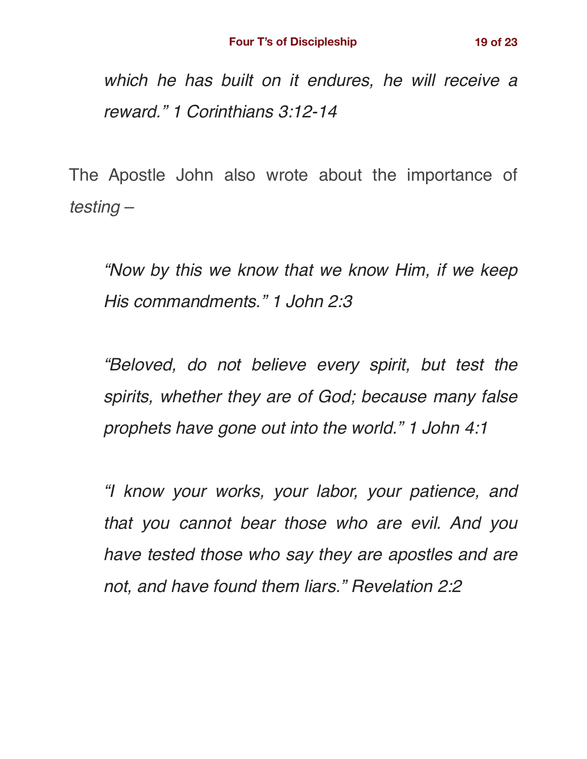> *which he has built on it endures, he will receive a reward." 1 Corinthians 3:12-14*

The Apostle John also wrote about the importance of *testing* –

> *"Now by this we know that we know Him, if we keep His commandments." 1 John 2:3*

> *"Beloved, do not believe every spirit, but test the spirits, whether they are of God; because many false prophets have gone out into the world." 1 John 4:1*

> *"I know your works, your labor, your patience, and that you cannot bear those who are evil. And you have tested those who say they are apostles and are not, and have found them liars." Revelation 2:2*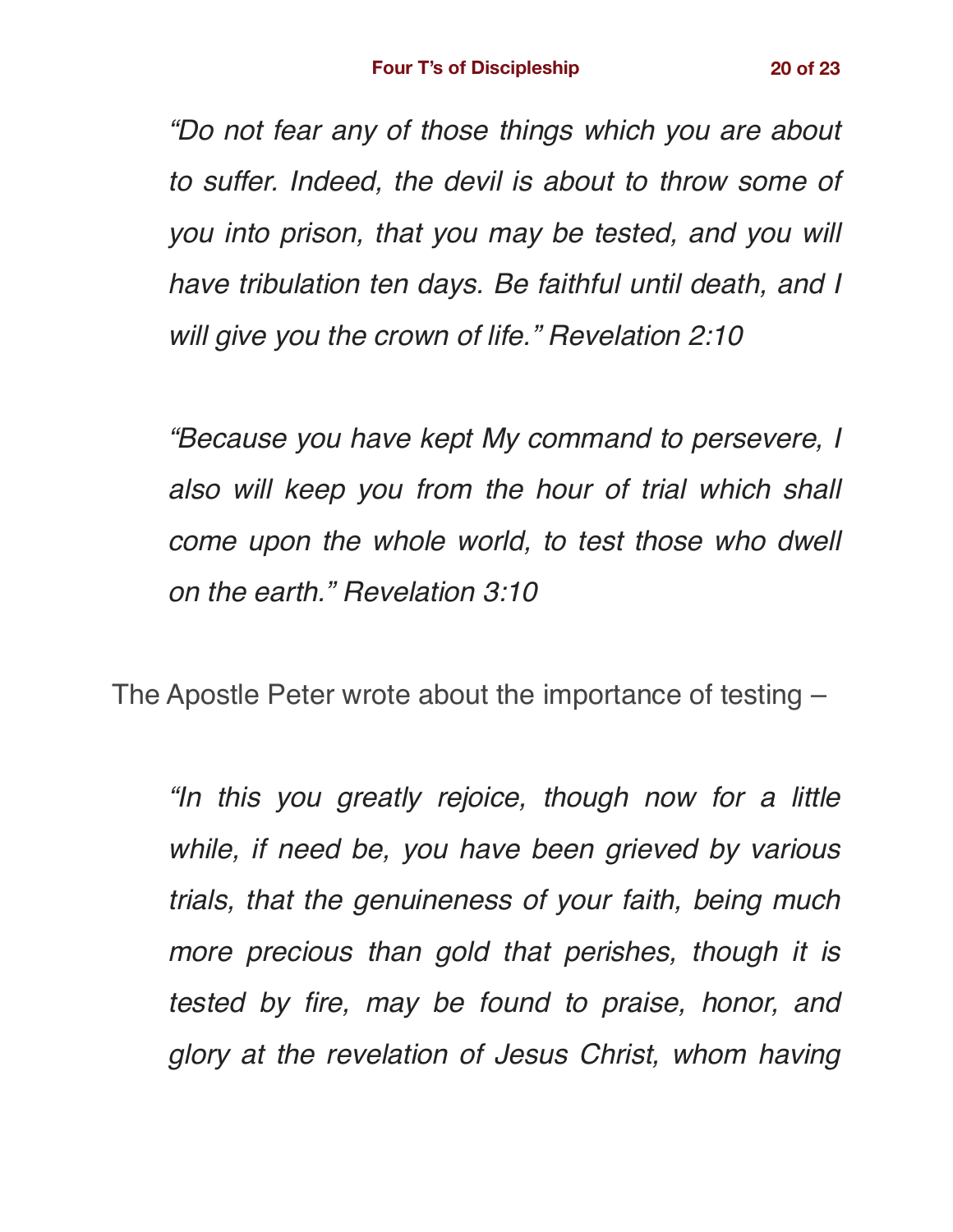*"Do not fear any of those things which you are about to suffer. Indeed, the devil is about to throw some of you into prison, that you may be tested, and you will have tribulation ten days. Be faithful until death, and I will give you the crown of life." Revelation 2:10*

*"Because you have kept My command to persevere, I also will keep you from the hour of trial which shall come upon the whole world, to test those who dwell on the earth." Revelation 3:10*

The Apostle Peter wrote about the importance of testing –

*"In this you greatly rejoice, though now for a little while, if need be, you have been grieved by various trials, that the genuineness of your faith, being much more precious than gold that perishes, though it is tested by fire, may be found to praise, honor, and glory at the revelation of Jesus Christ, whom having*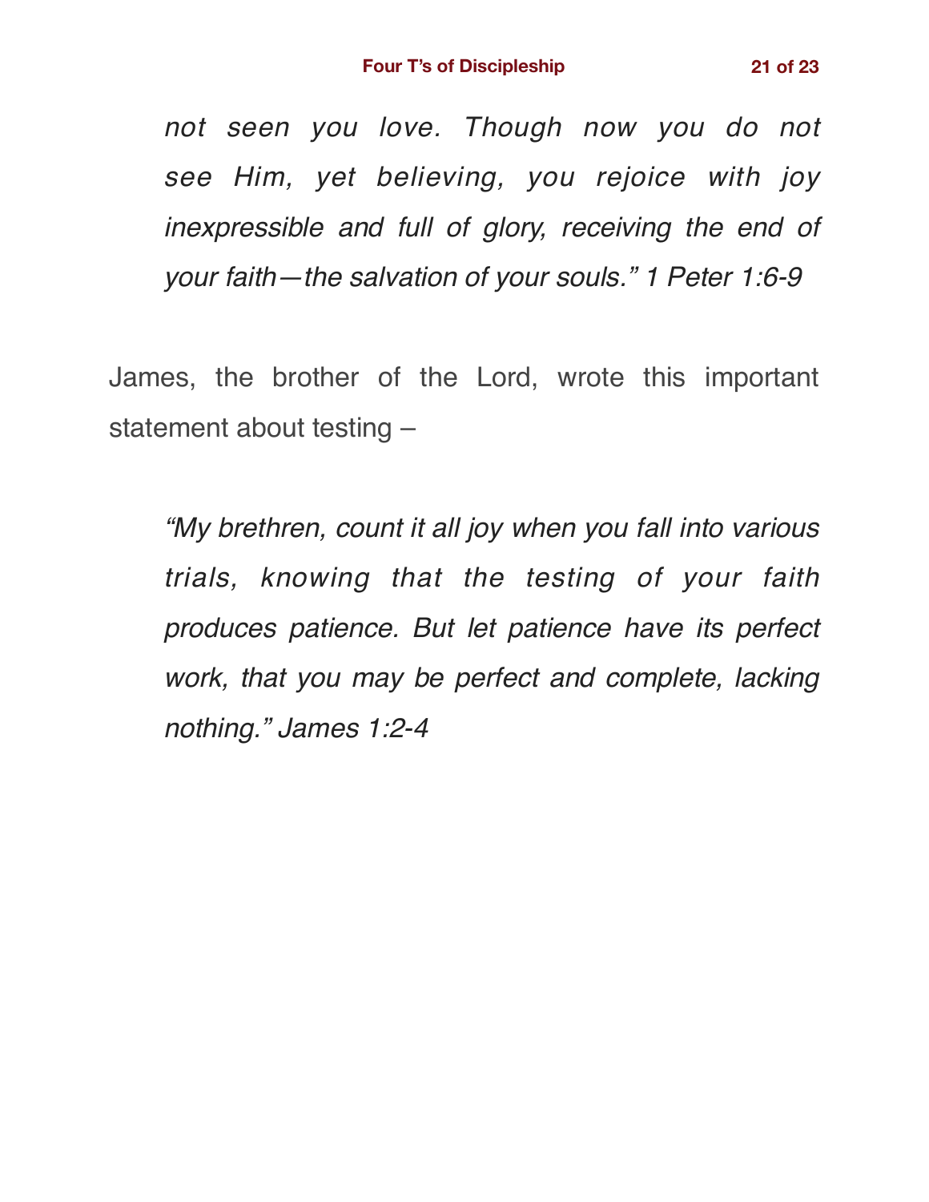*not seen you love. Though now you do not see Him, yet believing, you rejoice with joy inexpressible and full of glory, receiving the end of your faith—the salvation of your souls." 1 Peter 1:6-9*

James, the brother of the Lord, wrote this important statement about testing –

*"My brethren, count it all joy when you fall into various trials, knowing that the testing of your faith produces patience. But let patience have its perfect work, that you may be perfect and complete, lacking nothing." James 1:2-4*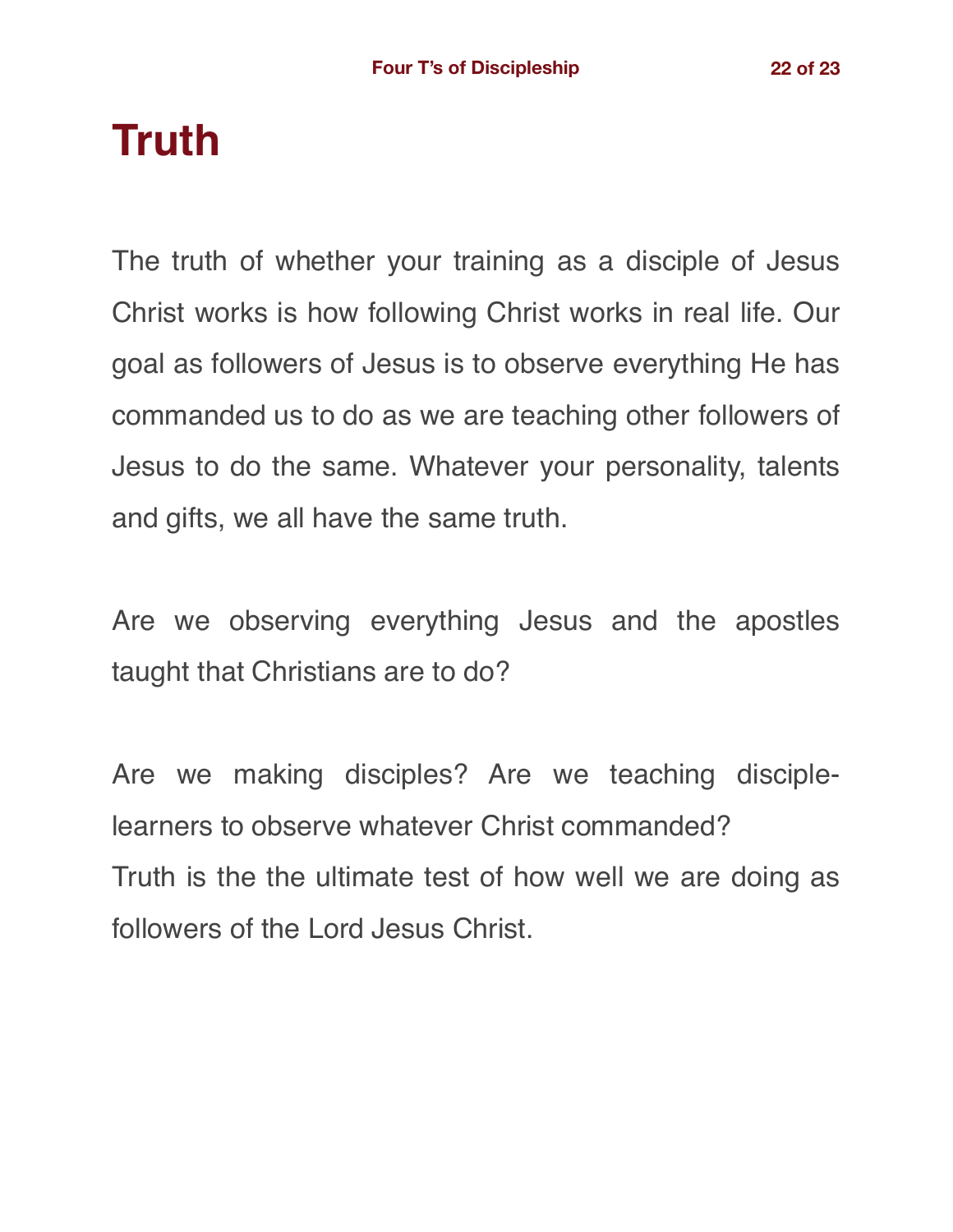# Truth

The truth of whether your training as a disciple of Jesus Christ works is how following Christ works in real life. Our goal as followers of Jesus is to observe everything He has commanded us to do as we are teaching other followers of Jesus to do the same. Whatever your personality, talents and gifts, we all have the same truth.

Are we observing everything Jesus and the apostles taught that Christians are to do?

Are we making disciples? Are we teaching disciple-learners to observe whatever Christ commanded?
Truth is the the ultimate test of how well we are doing as followers of the Lord Jesus Christ.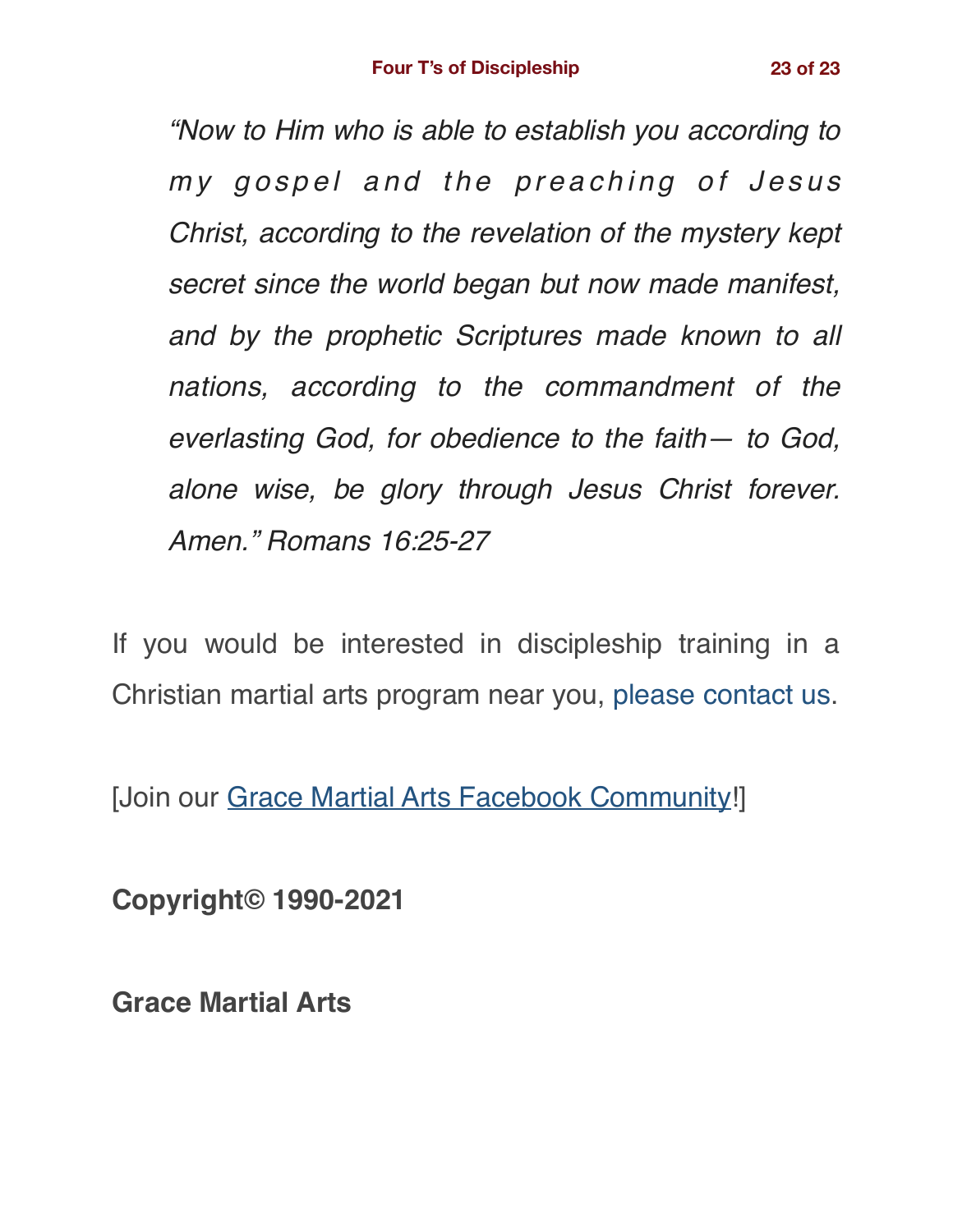> *"Now to Him who is able to establish you according to my gospel and the preaching of Jesus Christ, according to the revelation of the mystery kept secret since the world began but now made manifest, and by the prophetic Scriptures made known to all nations, according to the commandment of the everlasting God, for obedience to the faith— to God, alone wise, be glory through Jesus Christ forever. Amen." Romans 16:25-27*

If you would be interested in discipleship training in a Christian martial arts program near you, please contact us.

[Join our Grace Martial Arts Facebook Community!]

**Copyright© 1990-2021**

**Grace Martial Arts**